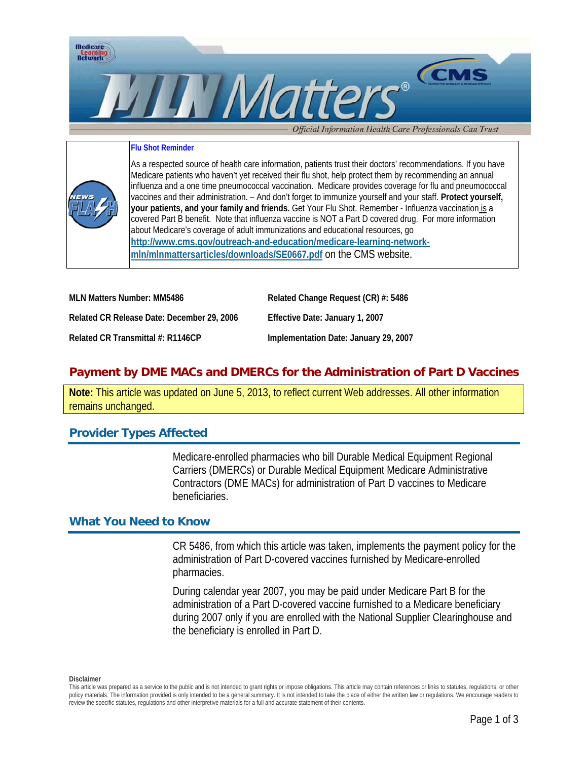**Flu Shot Reminder**

As a respected source of health care information, patients trust their doctors' recommendations. If you have Medicare patients who haven't yet received their flu shot, help protect them by recommending an annual influenza and a one time pneumococcal vaccination. Medicare provides coverage for flu and pneumococcal vaccines and their administration. – And don't forget to immunize yourself and your staff. **Protect yourself, your patients, and your family and friends.** Get Your Flu Shot. Remember - Influenza vaccination is a covered Part B benefit. Note that influenza vaccine is NOT a Part D covered drug. For more information about Medicare's coverage of adult immunizations and educational resources, go http://www.cms.gov/outreach-and-education/medicare-learning-network-mln/mlnmattersarticles/downloads/SE0667.pdf on the CMS website.

| | |
|---|---|
| **MLN Matters Number: MM5486** | **Related Change Request (CR) #: 5486** |
| **Related CR Release Date: December 29, 2006** | **Effective Date: January 1, 2007** |
| **Related CR Transmittal #: R1146CP** | **Implementation Date: January 29, 2007** |

# Payment by DME MACs and DMERCs for the Administration of Part D Vaccines

**Note:** This article was updated on June 5, 2013, to reflect current Web addresses. All other information remains unchanged.

## Provider Types Affected

Medicare-enrolled pharmacies who bill Durable Medical Equipment Regional Carriers (DMERCs) or Durable Medical Equipment Medicare Administrative Contractors (DME MACs) for administration of Part D vaccines to Medicare beneficiaries.

## What You Need to Know

CR 5486, from which this article was taken, implements the payment policy for the administration of Part D-covered vaccines furnished by Medicare-enrolled pharmacies.

During calendar year 2007, you may be paid under Medicare Part B for the administration of a Part D-covered vaccine furnished to a Medicare beneficiary during 2007 only if you are enrolled with the National Supplier Clearinghouse and the beneficiary is enrolled in Part D.

**Disclaimer**

This article was prepared as a service to the public and is not intended to grant rights or impose obligations. This article may contain references or links to statutes, regulations, or other policy materials. The information provided is only intended to be a general summary. It is not intended to take the place of either the written law or regulations. We encourage readers to review the specific statutes, regulations and other interpretive materials for a full and accurate statement of their contents.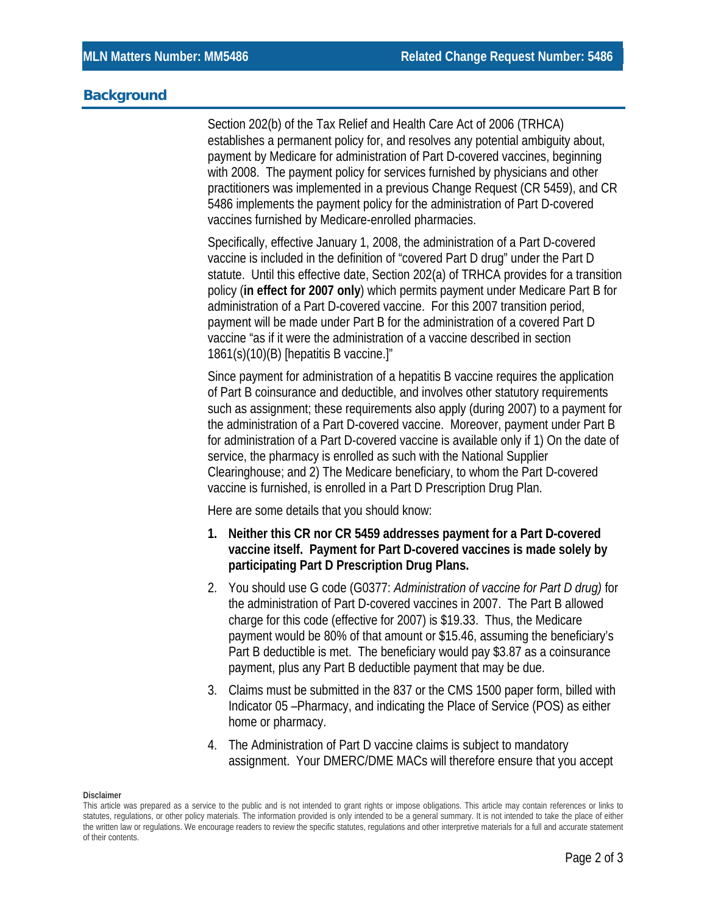## Background

Section 202(b) of the Tax Relief and Health Care Act of 2006 (TRHCA) establishes a permanent policy for, and resolves any potential ambiguity about, payment by Medicare for administration of Part D-covered vaccines, beginning with 2008. The payment policy for services furnished by physicians and other practitioners was implemented in a previous Change Request (CR 5459), and CR 5486 implements the payment policy for the administration of Part D-covered vaccines furnished by Medicare-enrolled pharmacies.

Specifically, effective January 1, 2008, the administration of a Part D-covered vaccine is included in the definition of "covered Part D drug" under the Part D statute. Until this effective date, Section 202(a) of TRHCA provides for a transition policy (**in effect for 2007 only**) which permits payment under Medicare Part B for administration of a Part D-covered vaccine. For this 2007 transition period, payment will be made under Part B for the administration of a covered Part D vaccine "as if it were the administration of a vaccine described in section 1861(s)(10)(B) [hepatitis B vaccine.]"

Since payment for administration of a hepatitis B vaccine requires the application of Part B coinsurance and deductible, and involves other statutory requirements such as assignment; these requirements also apply (during 2007) to a payment for the administration of a Part D-covered vaccine. Moreover, payment under Part B for administration of a Part D-covered vaccine is available only if 1) On the date of service, the pharmacy is enrolled as such with the National Supplier Clearinghouse; and 2) The Medicare beneficiary, to whom the Part D-covered vaccine is furnished, is enrolled in a Part D Prescription Drug Plan.

Here are some details that you should know:

1. **Neither this CR nor CR 5459 addresses payment for a Part D-covered vaccine itself. Payment for Part D-covered vaccines is made solely by participating Part D Prescription Drug Plans.**
2. You should use G code (G0377: *Administration of vaccine for Part D drug)* for the administration of Part D-covered vaccines in 2007. The Part B allowed charge for this code (effective for 2007) is $19.33. Thus, the Medicare payment would be 80% of that amount or $15.46, assuming the beneficiary's Part B deductible is met. The beneficiary would pay $3.87 as a coinsurance payment, plus any Part B deductible payment that may be due.
3. Claims must be submitted in the 837 or the CMS 1500 paper form, billed with Indicator 05 –Pharmacy, and indicating the Place of Service (POS) as either home or pharmacy.
4. The Administration of Part D vaccine claims is subject to mandatory assignment. Your DMERC/DME MACs will therefore ensure that you accept

**Disclaimer**

This article was prepared as a service to the public and is not intended to grant rights or impose obligations. This article may contain references or links to statutes, regulations, or other policy materials. The information provided is only intended to be a general summary. It is not intended to take the place of either the written law or regulations. We encourage readers to review the specific statutes, regulations and other interpretive materials for a full and accurate statement of their contents.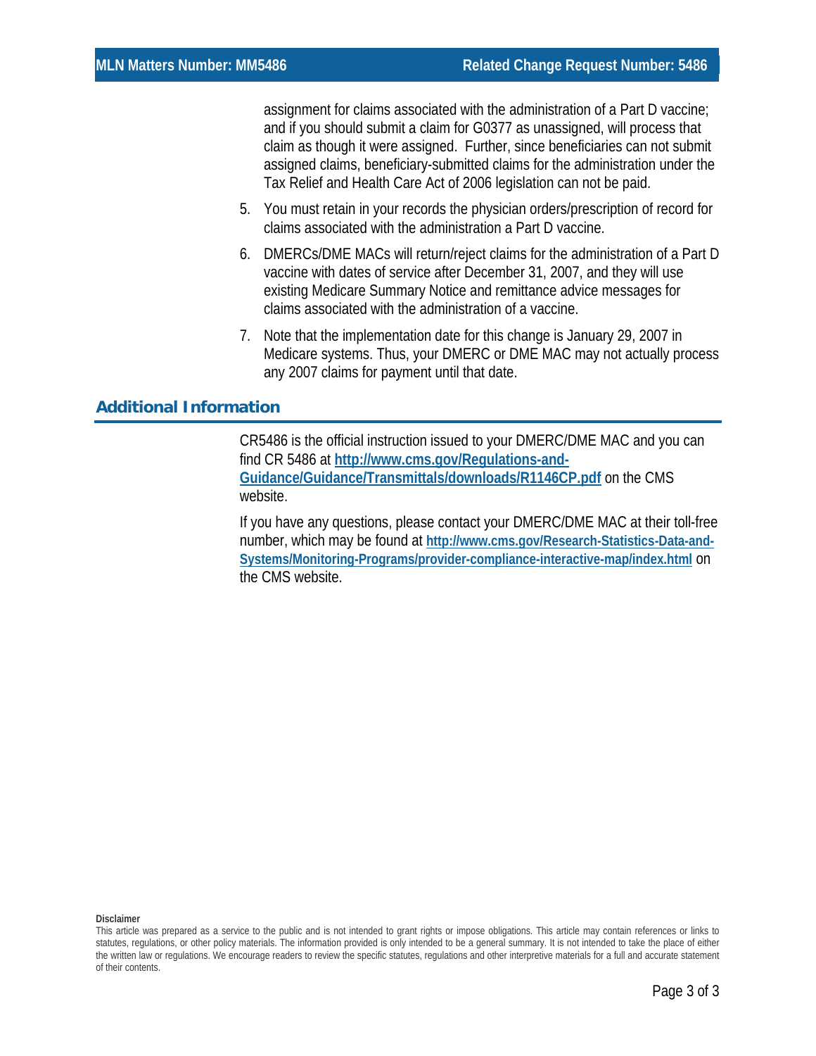assignment for claims associated with the administration of a Part D vaccine; and if you should submit a claim for G0377 as unassigned, will process that claim as though it were assigned. Further, since beneficiaries can not submit assigned claims, beneficiary-submitted claims for the administration under the Tax Relief and Health Care Act of 2006 legislation can not be paid.

5. You must retain in your records the physician orders/prescription of record for claims associated with the administration a Part D vaccine.
6. DMERCs/DME MACs will return/reject claims for the administration of a Part D vaccine with dates of service after December 31, 2007, and they will use existing Medicare Summary Notice and remittance advice messages for claims associated with the administration of a vaccine.
7. Note that the implementation date for this change is January 29, 2007 in Medicare systems. Thus, your DMERC or DME MAC may not actually process any 2007 claims for payment until that date.

## Additional Information

CR5486 is the official instruction issued to your DMERC/DME MAC and you can find CR 5486 at **http://www.cms.gov/Regulations-and-Guidance/Guidance/Transmittals/downloads/R1146CP.pdf** on the CMS website.

If you have any questions, please contact your DMERC/DME MAC at their toll-free number, which may be found at **http://www.cms.gov/Research-Statistics-Data-and-Systems/Monitoring-Programs/provider-compliance-interactive-map/index.html** on the CMS website.

**Disclaimer**

This article was prepared as a service to the public and is not intended to grant rights or impose obligations. This article may contain references or links to statutes, regulations, or other policy materials. The information provided is only intended to be a general summary. It is not intended to take the place of either the written law or regulations. We encourage readers to review the specific statutes, regulations and other interpretive materials for a full and accurate statement of their contents.